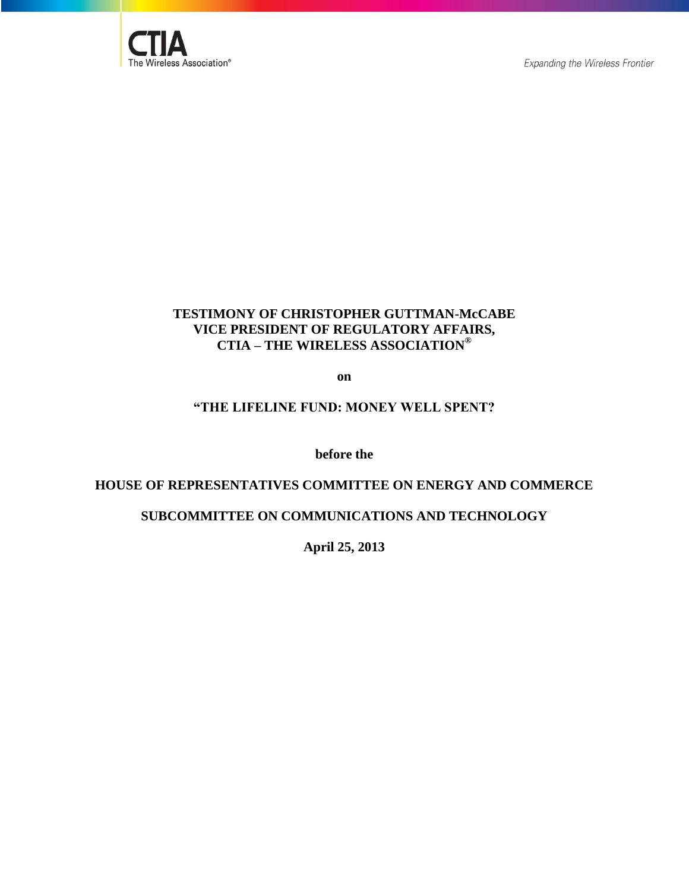**TESTIMONY OF CHRISTOPHER GUTTMAN-McCABE**
**VICE PRESIDENT OF REGULATORY AFFAIRS,**
**CTIA – THE WIRELESS ASSOCIATION®**

**on**

**"THE LIFELINE FUND: MONEY WELL SPENT?**

**before the**

**HOUSE OF REPRESENTATIVES COMMITTEE ON ENERGY AND COMMERCE**

**SUBCOMMITTEE ON COMMUNICATIONS AND TECHNOLOGY**

**April 25, 2013**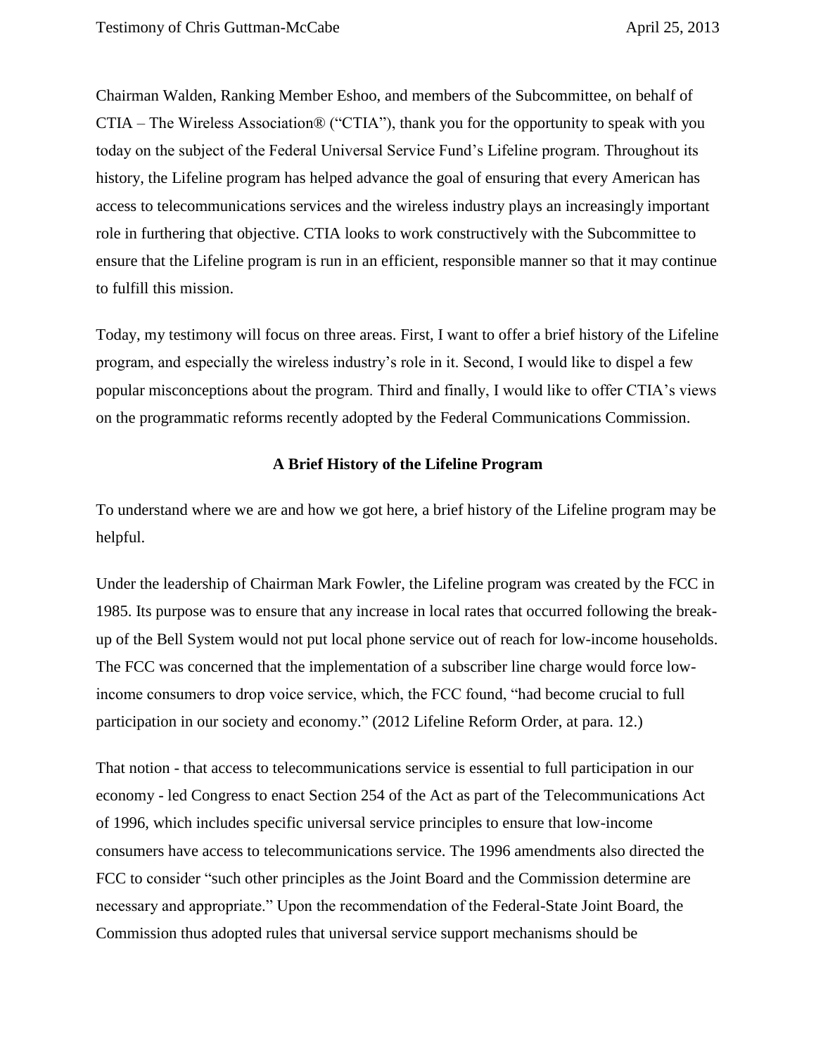Chairman Walden, Ranking Member Eshoo, and members of the Subcommittee, on behalf of CTIA – The Wireless Association® ("CTIA"), thank you for the opportunity to speak with you today on the subject of the Federal Universal Service Fund's Lifeline program. Throughout its history, the Lifeline program has helped advance the goal of ensuring that every American has access to telecommunications services and the wireless industry plays an increasingly important role in furthering that objective. CTIA looks to work constructively with the Subcommittee to ensure that the Lifeline program is run in an efficient, responsible manner so that it may continue to fulfill this mission.

Today, my testimony will focus on three areas. First, I want to offer a brief history of the Lifeline program, and especially the wireless industry's role in it. Second, I would like to dispel a few popular misconceptions about the program. Third and finally, I would like to offer CTIA's views on the programmatic reforms recently adopted by the Federal Communications Commission.

## A Brief History of the Lifeline Program

To understand where we are and how we got here, a brief history of the Lifeline program may be helpful.

Under the leadership of Chairman Mark Fowler, the Lifeline program was created by the FCC in 1985. Its purpose was to ensure that any increase in local rates that occurred following the break-up of the Bell System would not put local phone service out of reach for low-income households. The FCC was concerned that the implementation of a subscriber line charge would force low-income consumers to drop voice service, which, the FCC found, "had become crucial to full participation in our society and economy." (2012 Lifeline Reform Order, at para. 12.)

That notion - that access to telecommunications service is essential to full participation in our economy - led Congress to enact Section 254 of the Act as part of the Telecommunications Act of 1996, which includes specific universal service principles to ensure that low-income consumers have access to telecommunications service. The 1996 amendments also directed the FCC to consider "such other principles as the Joint Board and the Commission determine are necessary and appropriate." Upon the recommendation of the Federal-State Joint Board, the Commission thus adopted rules that universal service support mechanisms should be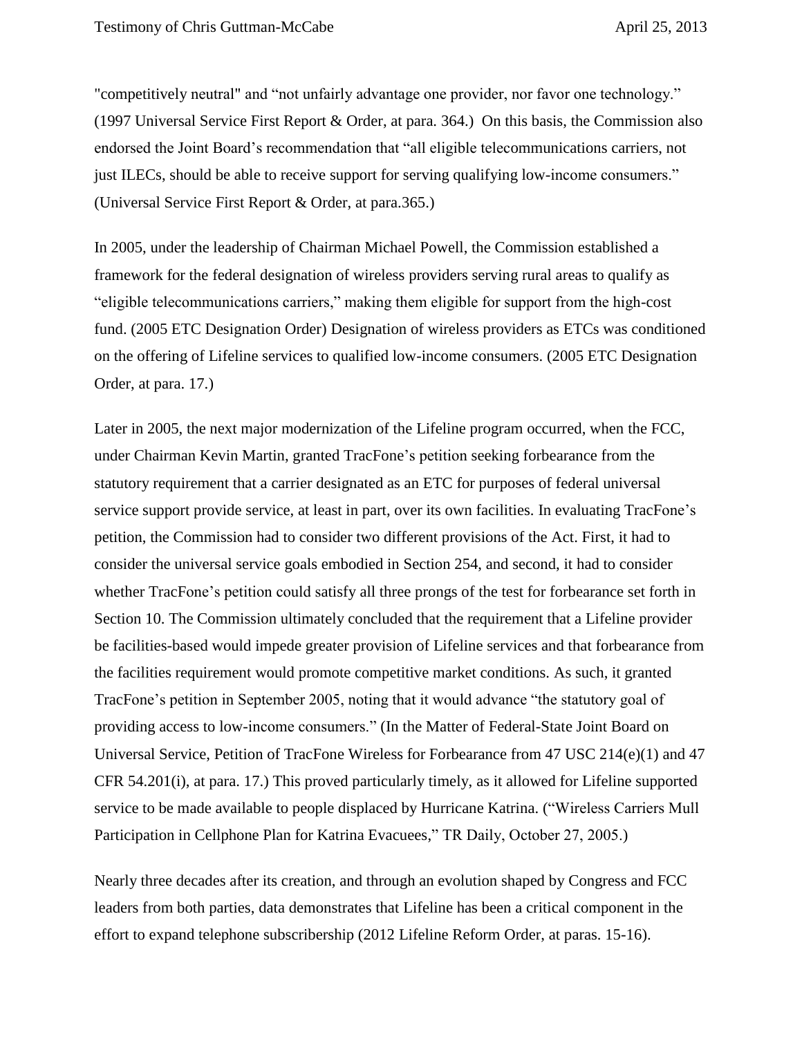"competitively neutral" and "not unfairly advantage one provider, nor favor one technology." (1997 Universal Service First Report & Order, at para. 364.) On this basis, the Commission also endorsed the Joint Board's recommendation that "all eligible telecommunications carriers, not just ILECs, should be able to receive support for serving qualifying low-income consumers." (Universal Service First Report & Order, at para.365.)

In 2005, under the leadership of Chairman Michael Powell, the Commission established a framework for the federal designation of wireless providers serving rural areas to qualify as "eligible telecommunications carriers," making them eligible for support from the high-cost fund. (2005 ETC Designation Order) Designation of wireless providers as ETCs was conditioned on the offering of Lifeline services to qualified low-income consumers. (2005 ETC Designation Order, at para. 17.)

Later in 2005, the next major modernization of the Lifeline program occurred, when the FCC, under Chairman Kevin Martin, granted TracFone's petition seeking forbearance from the statutory requirement that a carrier designated as an ETC for purposes of federal universal service support provide service, at least in part, over its own facilities. In evaluating TracFone's petition, the Commission had to consider two different provisions of the Act. First, it had to consider the universal service goals embodied in Section 254, and second, it had to consider whether TracFone's petition could satisfy all three prongs of the test for forbearance set forth in Section 10. The Commission ultimately concluded that the requirement that a Lifeline provider be facilities-based would impede greater provision of Lifeline services and that forbearance from the facilities requirement would promote competitive market conditions. As such, it granted TracFone's petition in September 2005, noting that it would advance "the statutory goal of providing access to low-income consumers." (In the Matter of Federal-State Joint Board on Universal Service, Petition of TracFone Wireless for Forbearance from 47 USC 214(e)(1) and 47 CFR 54.201(i), at para. 17.) This proved particularly timely, as it allowed for Lifeline supported service to be made available to people displaced by Hurricane Katrina. ("Wireless Carriers Mull Participation in Cellphone Plan for Katrina Evacuees," TR Daily, October 27, 2005.)

Nearly three decades after its creation, and through an evolution shaped by Congress and FCC leaders from both parties, data demonstrates that Lifeline has been a critical component in the effort to expand telephone subscribership (2012 Lifeline Reform Order, at paras. 15-16).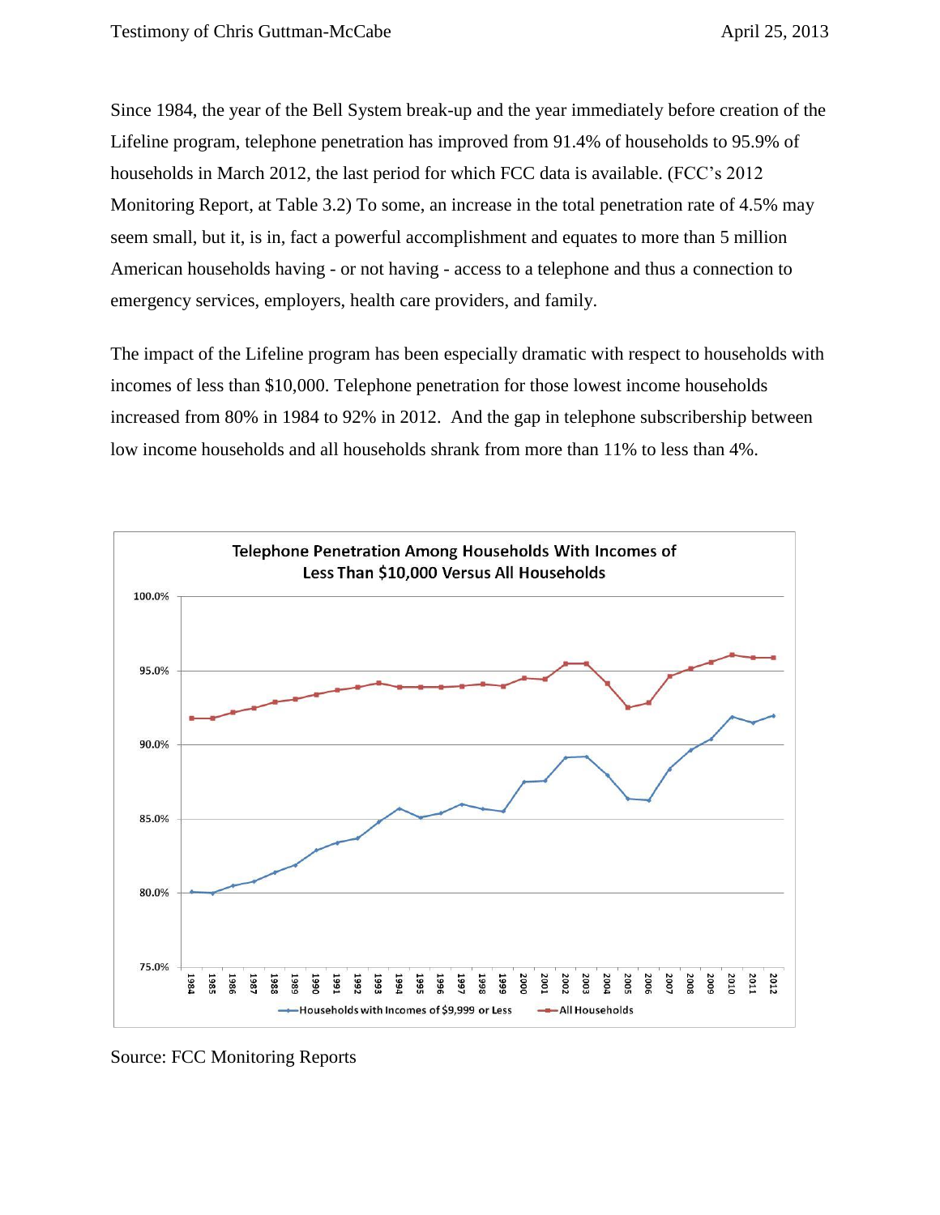Since 1984, the year of the Bell System break-up and the year immediately before creation of the Lifeline program, telephone penetration has improved from 91.4% of households to 95.9% of households in March 2012, the last period for which FCC data is available. (FCC's 2012 Monitoring Report, at Table 3.2) To some, an increase in the total penetration rate of 4.5% may seem small, but it, is in, fact a powerful accomplishment and equates to more than 5 million American households having - or not having - access to a telephone and thus a connection to emergency services, employers, health care providers, and family.

The impact of the Lifeline program has been especially dramatic with respect to households with incomes of less than $10,000. Telephone penetration for those lowest income households increased from 80% in 1984 to 92% in 2012. And the gap in telephone subscribership between low income households and all households shrank from more than 11% to less than 4%.

**Telephone Penetration Among Households With Incomes of Less Than $10,000 Versus All Households**

Source: FCC Monitoring Reports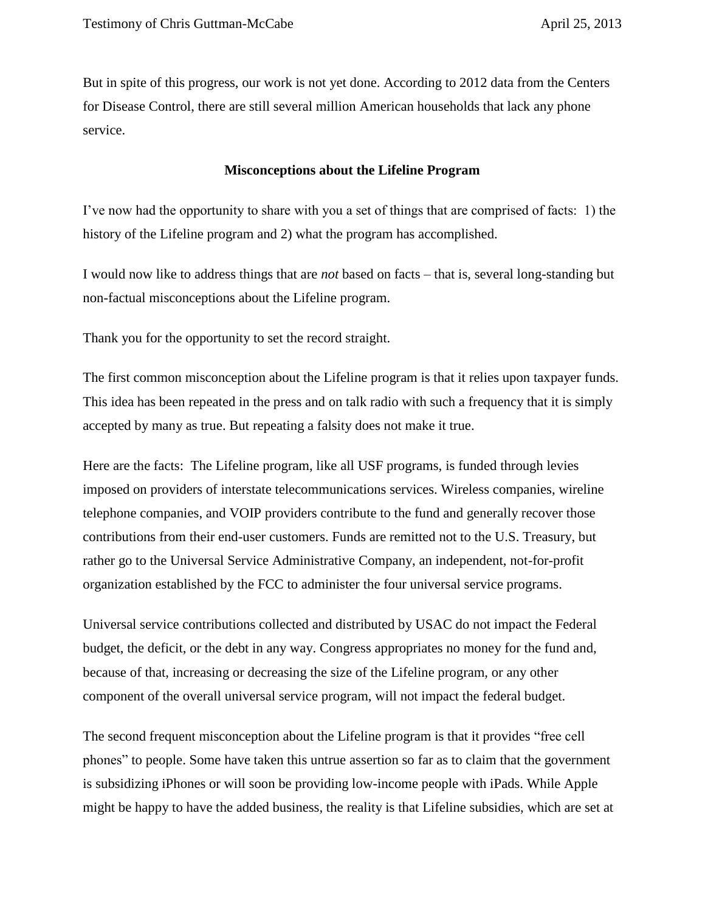But in spite of this progress, our work is not yet done. According to 2012 data from the Centers for Disease Control, there are still several million American households that lack any phone service.

## Misconceptions about the Lifeline Program

I've now had the opportunity to share with you a set of things that are comprised of facts: 1) the history of the Lifeline program and 2) what the program has accomplished.

I would now like to address things that are *not* based on facts – that is, several long-standing but non-factual misconceptions about the Lifeline program.

Thank you for the opportunity to set the record straight.

The first common misconception about the Lifeline program is that it relies upon taxpayer funds. This idea has been repeated in the press and on talk radio with such a frequency that it is simply accepted by many as true. But repeating a falsity does not make it true.

Here are the facts: The Lifeline program, like all USF programs, is funded through levies imposed on providers of interstate telecommunications services. Wireless companies, wireline telephone companies, and VOIP providers contribute to the fund and generally recover those contributions from their end-user customers. Funds are remitted not to the U.S. Treasury, but rather go to the Universal Service Administrative Company, an independent, not-for-profit organization established by the FCC to administer the four universal service programs.

Universal service contributions collected and distributed by USAC do not impact the Federal budget, the deficit, or the debt in any way. Congress appropriates no money for the fund and, because of that, increasing or decreasing the size of the Lifeline program, or any other component of the overall universal service program, will not impact the federal budget.

The second frequent misconception about the Lifeline program is that it provides "free cell phones" to people. Some have taken this untrue assertion so far as to claim that the government is subsidizing iPhones or will soon be providing low-income people with iPads. While Apple might be happy to have the added business, the reality is that Lifeline subsidies, which are set at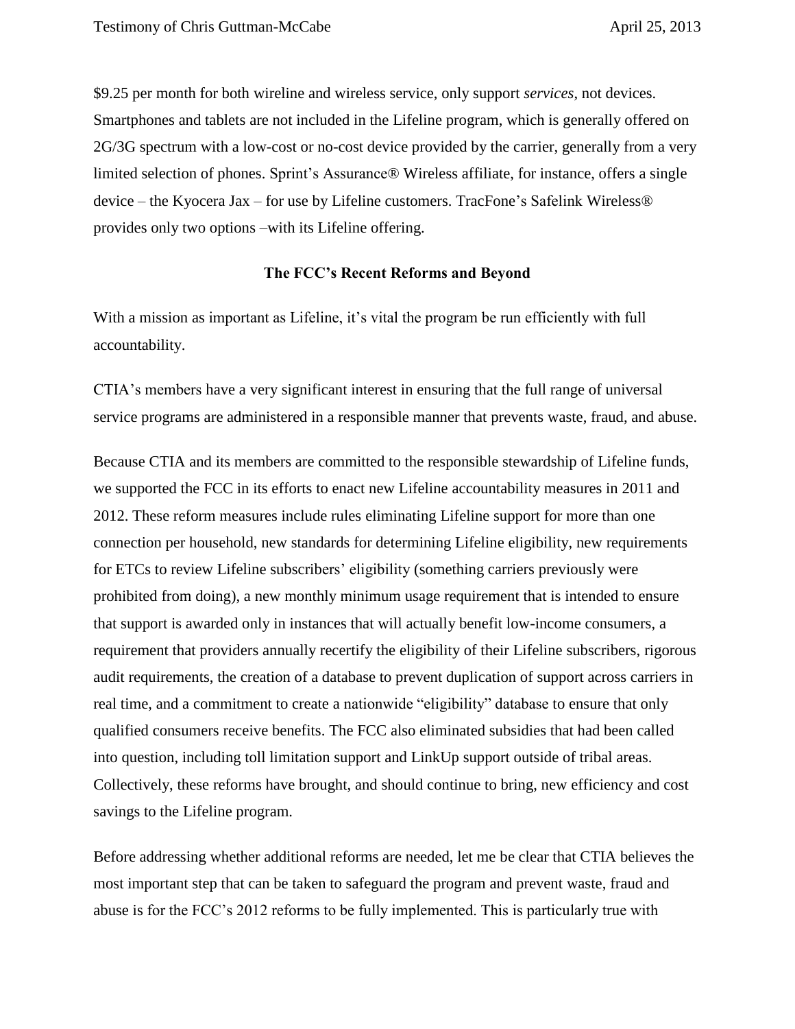$9.25 per month for both wireline and wireless service, only support *services*, not devices. Smartphones and tablets are not included in the Lifeline program, which is generally offered on 2G/3G spectrum with a low-cost or no-cost device provided by the carrier, generally from a very limited selection of phones. Sprint's Assurance® Wireless affiliate, for instance, offers a single device – the Kyocera Jax – for use by Lifeline customers. TracFone's Safelink Wireless® provides only two options –with its Lifeline offering.

## The FCC's Recent Reforms and Beyond

With a mission as important as Lifeline, it's vital the program be run efficiently with full accountability.

CTIA's members have a very significant interest in ensuring that the full range of universal service programs are administered in a responsible manner that prevents waste, fraud, and abuse.

Because CTIA and its members are committed to the responsible stewardship of Lifeline funds, we supported the FCC in its efforts to enact new Lifeline accountability measures in 2011 and 2012. These reform measures include rules eliminating Lifeline support for more than one connection per household, new standards for determining Lifeline eligibility, new requirements for ETCs to review Lifeline subscribers' eligibility (something carriers previously were prohibited from doing), a new monthly minimum usage requirement that is intended to ensure that support is awarded only in instances that will actually benefit low-income consumers, a requirement that providers annually recertify the eligibility of their Lifeline subscribers, rigorous audit requirements, the creation of a database to prevent duplication of support across carriers in real time, and a commitment to create a nationwide "eligibility" database to ensure that only qualified consumers receive benefits. The FCC also eliminated subsidies that had been called into question, including toll limitation support and LinkUp support outside of tribal areas. Collectively, these reforms have brought, and should continue to bring, new efficiency and cost savings to the Lifeline program.

Before addressing whether additional reforms are needed, let me be clear that CTIA believes the most important step that can be taken to safeguard the program and prevent waste, fraud and abuse is for the FCC's 2012 reforms to be fully implemented. This is particularly true with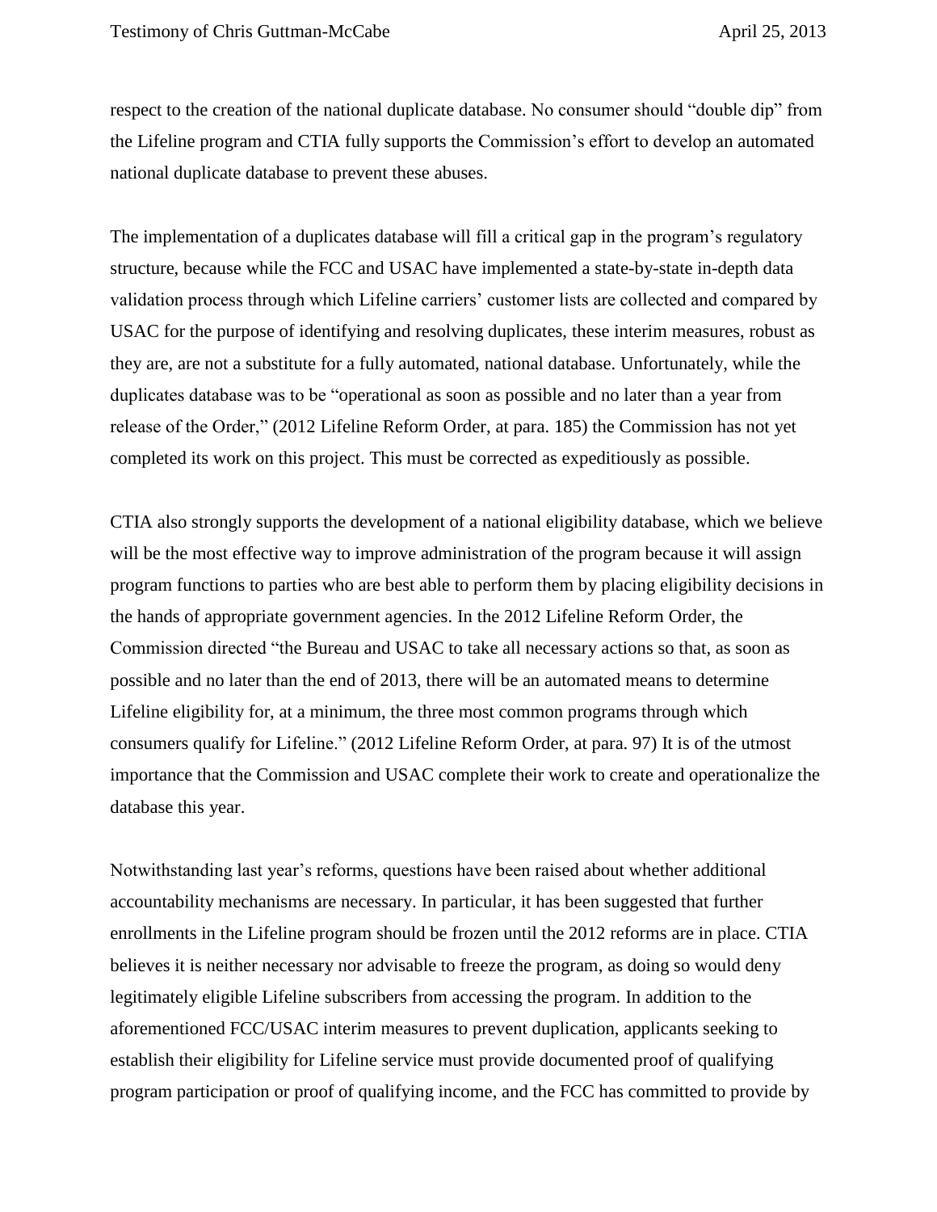respect to the creation of the national duplicate database. No consumer should "double dip" from the Lifeline program and CTIA fully supports the Commission's effort to develop an automated national duplicate database to prevent these abuses.

The implementation of a duplicates database will fill a critical gap in the program's regulatory structure, because while the FCC and USAC have implemented a state-by-state in-depth data validation process through which Lifeline carriers' customer lists are collected and compared by USAC for the purpose of identifying and resolving duplicates, these interim measures, robust as they are, are not a substitute for a fully automated, national database. Unfortunately, while the duplicates database was to be "operational as soon as possible and no later than a year from release of the Order," (2012 Lifeline Reform Order, at para. 185) the Commission has not yet completed its work on this project. This must be corrected as expeditiously as possible.

CTIA also strongly supports the development of a national eligibility database, which we believe will be the most effective way to improve administration of the program because it will assign program functions to parties who are best able to perform them by placing eligibility decisions in the hands of appropriate government agencies. In the 2012 Lifeline Reform Order, the Commission directed "the Bureau and USAC to take all necessary actions so that, as soon as possible and no later than the end of 2013, there will be an automated means to determine Lifeline eligibility for, at a minimum, the three most common programs through which consumers qualify for Lifeline." (2012 Lifeline Reform Order, at para. 97) It is of the utmost importance that the Commission and USAC complete their work to create and operationalize the database this year.

Notwithstanding last year's reforms, questions have been raised about whether additional accountability mechanisms are necessary. In particular, it has been suggested that further enrollments in the Lifeline program should be frozen until the 2012 reforms are in place. CTIA believes it is neither necessary nor advisable to freeze the program, as doing so would deny legitimately eligible Lifeline subscribers from accessing the program. In addition to the aforementioned FCC/USAC interim measures to prevent duplication, applicants seeking to establish their eligibility for Lifeline service must provide documented proof of qualifying program participation or proof of qualifying income, and the FCC has committed to provide by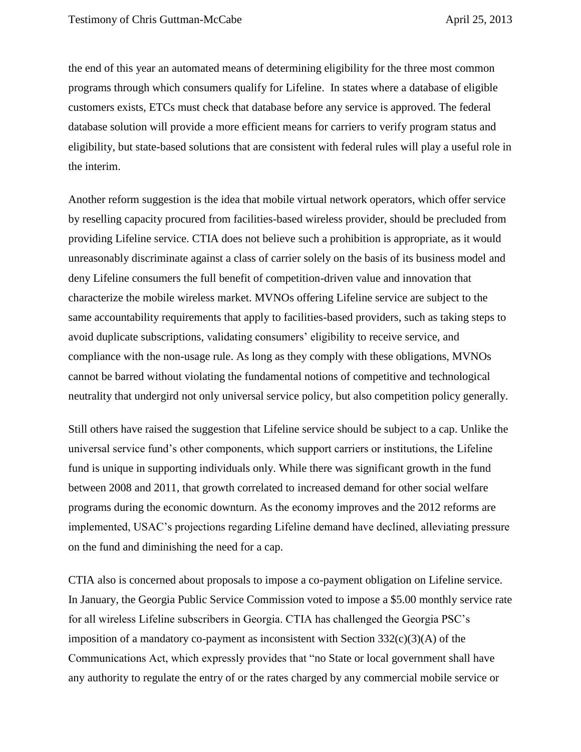the end of this year an automated means of determining eligibility for the three most common programs through which consumers qualify for Lifeline. In states where a database of eligible customers exists, ETCs must check that database before any service is approved. The federal database solution will provide a more efficient means for carriers to verify program status and eligibility, but state-based solutions that are consistent with federal rules will play a useful role in the interim.

Another reform suggestion is the idea that mobile virtual network operators, which offer service by reselling capacity procured from facilities-based wireless provider, should be precluded from providing Lifeline service. CTIA does not believe such a prohibition is appropriate, as it would unreasonably discriminate against a class of carrier solely on the basis of its business model and deny Lifeline consumers the full benefit of competition-driven value and innovation that characterize the mobile wireless market. MVNOs offering Lifeline service are subject to the same accountability requirements that apply to facilities-based providers, such as taking steps to avoid duplicate subscriptions, validating consumers' eligibility to receive service, and compliance with the non-usage rule. As long as they comply with these obligations, MVNOs cannot be barred without violating the fundamental notions of competitive and technological neutrality that undergird not only universal service policy, but also competition policy generally.

Still others have raised the suggestion that Lifeline service should be subject to a cap. Unlike the universal service fund's other components, which support carriers or institutions, the Lifeline fund is unique in supporting individuals only. While there was significant growth in the fund between 2008 and 2011, that growth correlated to increased demand for other social welfare programs during the economic downturn. As the economy improves and the 2012 reforms are implemented, USAC's projections regarding Lifeline demand have declined, alleviating pressure on the fund and diminishing the need for a cap.

CTIA also is concerned about proposals to impose a co-payment obligation on Lifeline service. In January, the Georgia Public Service Commission voted to impose a $5.00 monthly service rate for all wireless Lifeline subscribers in Georgia. CTIA has challenged the Georgia PSC's imposition of a mandatory co-payment as inconsistent with Section 332(c)(3)(A) of the Communications Act, which expressly provides that "no State or local government shall have any authority to regulate the entry of or the rates charged by any commercial mobile service or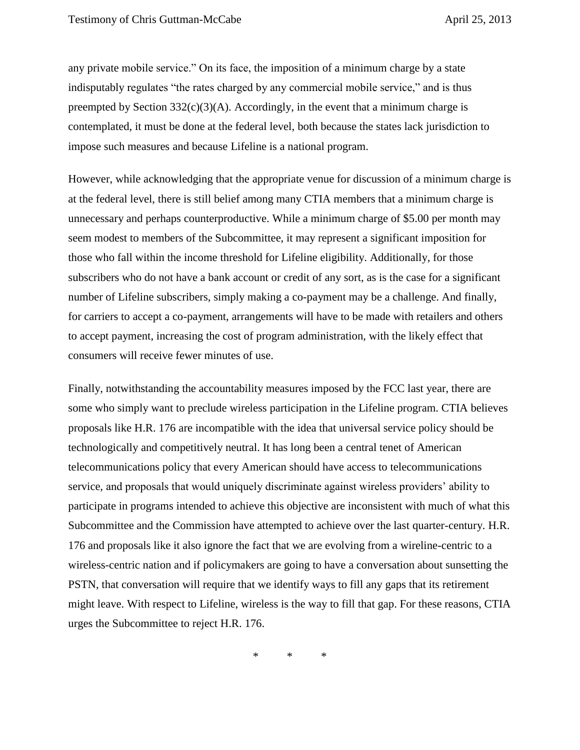any private mobile service." On its face, the imposition of a minimum charge by a state indisputably regulates "the rates charged by any commercial mobile service," and is thus preempted by Section 332(c)(3)(A). Accordingly, in the event that a minimum charge is contemplated, it must be done at the federal level, both because the states lack jurisdiction to impose such measures and because Lifeline is a national program.

However, while acknowledging that the appropriate venue for discussion of a minimum charge is at the federal level, there is still belief among many CTIA members that a minimum charge is unnecessary and perhaps counterproductive. While a minimum charge of $5.00 per month may seem modest to members of the Subcommittee, it may represent a significant imposition for those who fall within the income threshold for Lifeline eligibility. Additionally, for those subscribers who do not have a bank account or credit of any sort, as is the case for a significant number of Lifeline subscribers, simply making a co-payment may be a challenge. And finally, for carriers to accept a co-payment, arrangements will have to be made with retailers and others to accept payment, increasing the cost of program administration, with the likely effect that consumers will receive fewer minutes of use.

Finally, notwithstanding the accountability measures imposed by the FCC last year, there are some who simply want to preclude wireless participation in the Lifeline program. CTIA believes proposals like H.R. 176 are incompatible with the idea that universal service policy should be technologically and competitively neutral. It has long been a central tenet of American telecommunications policy that every American should have access to telecommunications service, and proposals that would uniquely discriminate against wireless providers' ability to participate in programs intended to achieve this objective are inconsistent with much of what this Subcommittee and the Commission have attempted to achieve over the last quarter-century. H.R. 176 and proposals like it also ignore the fact that we are evolving from a wireline-centric to a wireless-centric nation and if policymakers are going to have a conversation about sunsetting the PSTN, that conversation will require that we identify ways to fill any gaps that its retirement might leave. With respect to Lifeline, wireless is the way to fill that gap. For these reasons, CTIA urges the Subcommittee to reject H.R. 176.

\*        \*        \*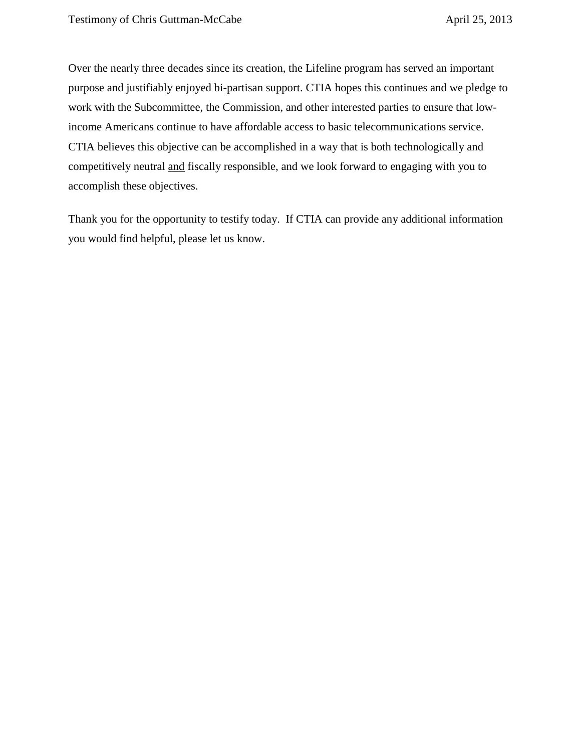Over the nearly three decades since its creation, the Lifeline program has served an important purpose and justifiably enjoyed bi-partisan support. CTIA hopes this continues and we pledge to work with the Subcommittee, the Commission, and other interested parties to ensure that low-income Americans continue to have affordable access to basic telecommunications service. CTIA believes this objective can be accomplished in a way that is both technologically and competitively neutral <u>and</u> fiscally responsible, and we look forward to engaging with you to accomplish these objectives.

Thank you for the opportunity to testify today. If CTIA can provide any additional information you would find helpful, please let us know.